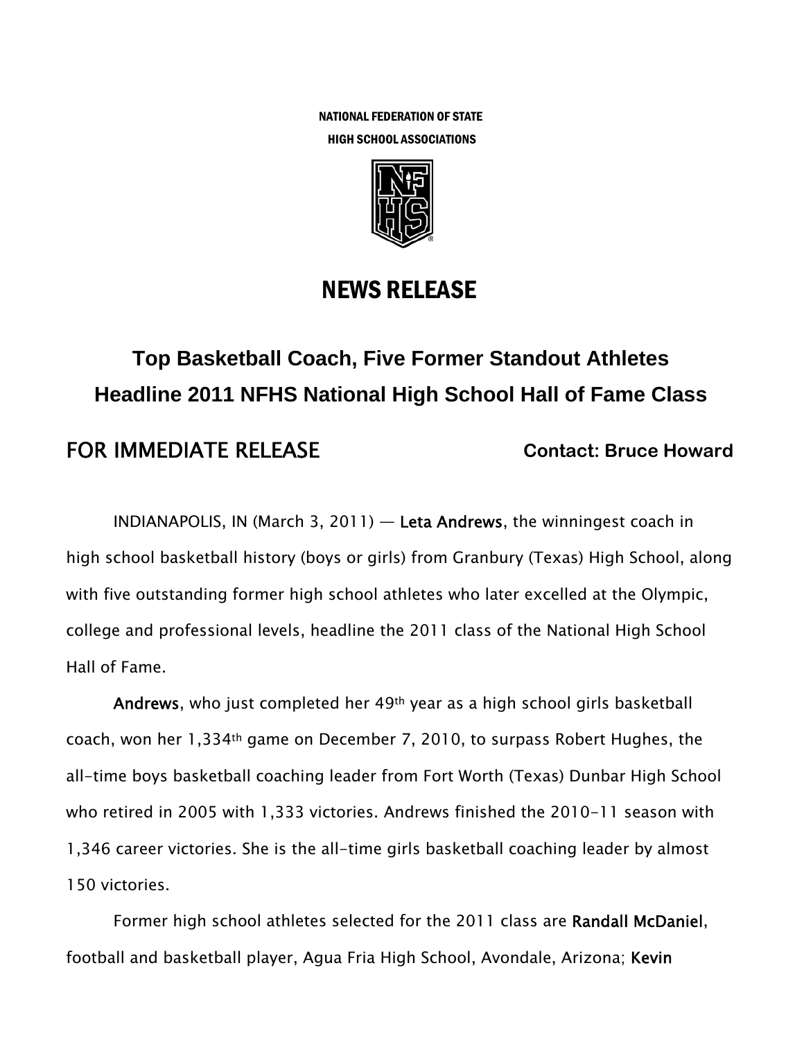NATIONAL FEDERATION OF STATE
HIGH SCHOOL ASSOCIATIONS

# NEWS RELEASE

## Top Basketball Coach, Five Former Standout Athletes Headline 2011 NFHS National High School Hall of Fame Class

**FOR IMMEDIATE RELEASE** **Contact: Bruce Howard**

INDIANAPOLIS, IN (March 3, 2011) — **Leta Andrews**, the winningest coach in high school basketball history (boys or girls) from Granbury (Texas) High School, along with five outstanding former high school athletes who later excelled at the Olympic, college and professional levels, headline the 2011 class of the National High School Hall of Fame.

**Andrews**, who just completed her 49th year as a high school girls basketball coach, won her 1,334th game on December 7, 2010, to surpass Robert Hughes, the all-time boys basketball coaching leader from Fort Worth (Texas) Dunbar High School who retired in 2005 with 1,333 victories. Andrews finished the 2010-11 season with 1,346 career victories. She is the all-time girls basketball coaching leader by almost 150 victories.

Former high school athletes selected for the 2011 class are **Randall McDaniel**, football and basketball player, Agua Fria High School, Avondale, Arizona; **Kevin**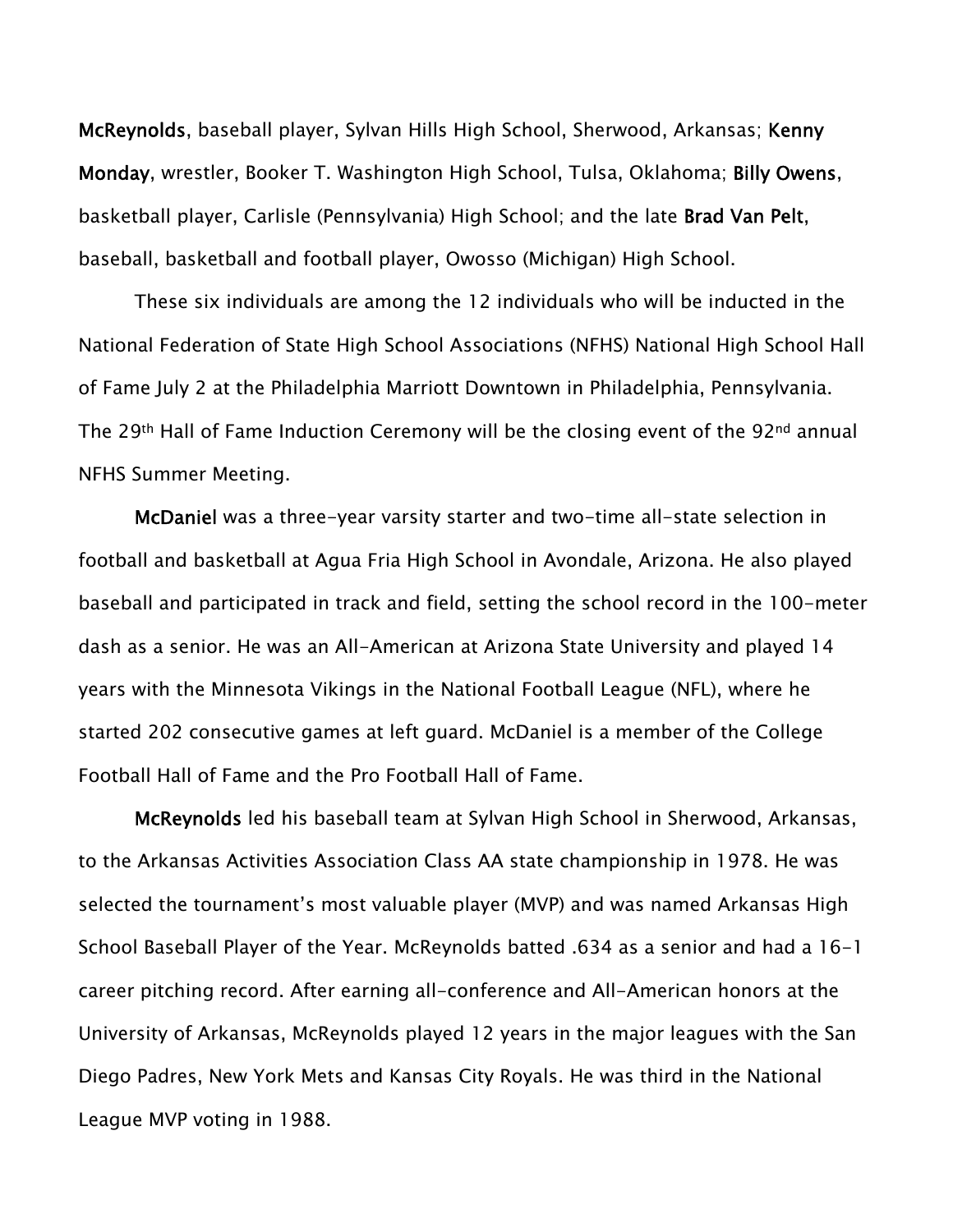**McReynolds**, baseball player, Sylvan Hills High School, Sherwood, Arkansas; **Kenny Monday**, wrestler, Booker T. Washington High School, Tulsa, Oklahoma; **Billy Owens**, basketball player, Carlisle (Pennsylvania) High School; and the late **Brad Van Pelt**, baseball, basketball and football player, Owosso (Michigan) High School.

These six individuals are among the 12 individuals who will be inducted in the National Federation of State High School Associations (NFHS) National High School Hall of Fame July 2 at the Philadelphia Marriott Downtown in Philadelphia, Pennsylvania. The 29th Hall of Fame Induction Ceremony will be the closing event of the 92nd annual NFHS Summer Meeting.

**McDaniel** was a three-year varsity starter and two-time all-state selection in football and basketball at Agua Fria High School in Avondale, Arizona. He also played baseball and participated in track and field, setting the school record in the 100-meter dash as a senior. He was an All-American at Arizona State University and played 14 years with the Minnesota Vikings in the National Football League (NFL), where he started 202 consecutive games at left guard. McDaniel is a member of the College Football Hall of Fame and the Pro Football Hall of Fame.

**McReynolds** led his baseball team at Sylvan High School in Sherwood, Arkansas, to the Arkansas Activities Association Class AA state championship in 1978. He was selected the tournament's most valuable player (MVP) and was named Arkansas High School Baseball Player of the Year. McReynolds batted .634 as a senior and had a 16-1 career pitching record. After earning all-conference and All-American honors at the University of Arkansas, McReynolds played 12 years in the major leagues with the San Diego Padres, New York Mets and Kansas City Royals. He was third in the National League MVP voting in 1988.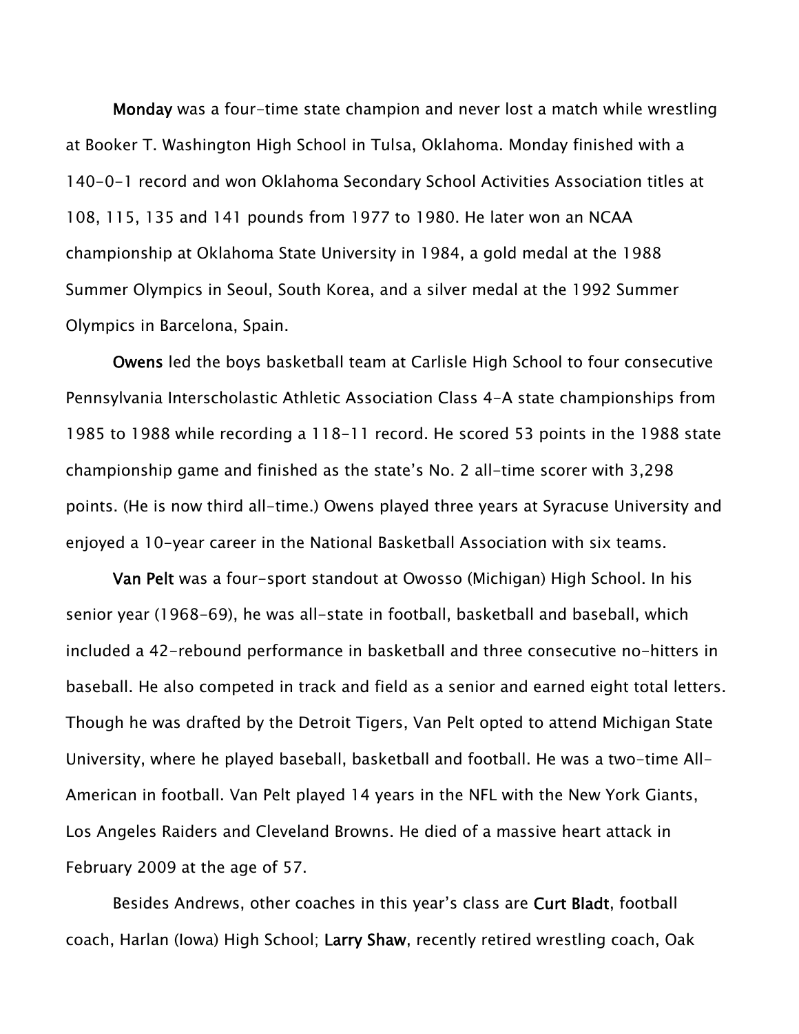**Monday** was a four-time state champion and never lost a match while wrestling at Booker T. Washington High School in Tulsa, Oklahoma. Monday finished with a 140-0-1 record and won Oklahoma Secondary School Activities Association titles at 108, 115, 135 and 141 pounds from 1977 to 1980. He later won an NCAA championship at Oklahoma State University in 1984, a gold medal at the 1988 Summer Olympics in Seoul, South Korea, and a silver medal at the 1992 Summer Olympics in Barcelona, Spain.

**Owens** led the boys basketball team at Carlisle High School to four consecutive Pennsylvania Interscholastic Athletic Association Class 4-A state championships from 1985 to 1988 while recording a 118-11 record. He scored 53 points in the 1988 state championship game and finished as the state's No. 2 all-time scorer with 3,298 points. (He is now third all-time.) Owens played three years at Syracuse University and enjoyed a 10-year career in the National Basketball Association with six teams.

**Van Pelt** was a four-sport standout at Owosso (Michigan) High School. In his senior year (1968-69), he was all-state in football, basketball and baseball, which included a 42-rebound performance in basketball and three consecutive no-hitters in baseball. He also competed in track and field as a senior and earned eight total letters. Though he was drafted by the Detroit Tigers, Van Pelt opted to attend Michigan State University, where he played baseball, basketball and football. He was a two-time All-American in football. Van Pelt played 14 years in the NFL with the New York Giants, Los Angeles Raiders and Cleveland Browns. He died of a massive heart attack in February 2009 at the age of 57.

Besides Andrews, other coaches in this year's class are **Curt Bladt**, football coach, Harlan (Iowa) High School; **Larry Shaw**, recently retired wrestling coach, Oak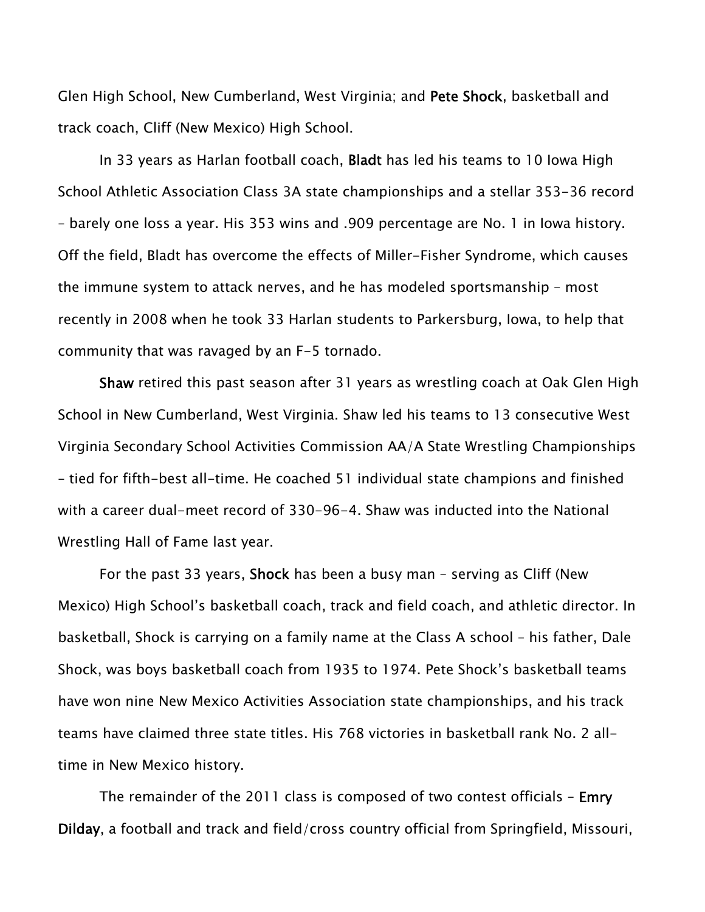Glen High School, New Cumberland, West Virginia; and **Pete Shock**, basketball and track coach, Cliff (New Mexico) High School.

In 33 years as Harlan football coach, **Bladt** has led his teams to 10 Iowa High School Athletic Association Class 3A state championships and a stellar 353-36 record – barely one loss a year. His 353 wins and .909 percentage are No. 1 in Iowa history. Off the field, Bladt has overcome the effects of Miller-Fisher Syndrome, which causes the immune system to attack nerves, and he has modeled sportsmanship – most recently in 2008 when he took 33 Harlan students to Parkersburg, Iowa, to help that community that was ravaged by an F-5 tornado.

**Shaw** retired this past season after 31 years as wrestling coach at Oak Glen High School in New Cumberland, West Virginia. Shaw led his teams to 13 consecutive West Virginia Secondary School Activities Commission AA/A State Wrestling Championships – tied for fifth-best all-time. He coached 51 individual state champions and finished with a career dual-meet record of 330-96-4. Shaw was inducted into the National Wrestling Hall of Fame last year.

For the past 33 years, **Shock** has been a busy man – serving as Cliff (New Mexico) High School's basketball coach, track and field coach, and athletic director. In basketball, Shock is carrying on a family name at the Class A school – his father, Dale Shock, was boys basketball coach from 1935 to 1974. Pete Shock's basketball teams have won nine New Mexico Activities Association state championships, and his track teams have claimed three state titles. His 768 victories in basketball rank No. 2 all-time in New Mexico history.

The remainder of the 2011 class is composed of two contest officials – **Emry Dilday**, a football and track and field/cross country official from Springfield, Missouri,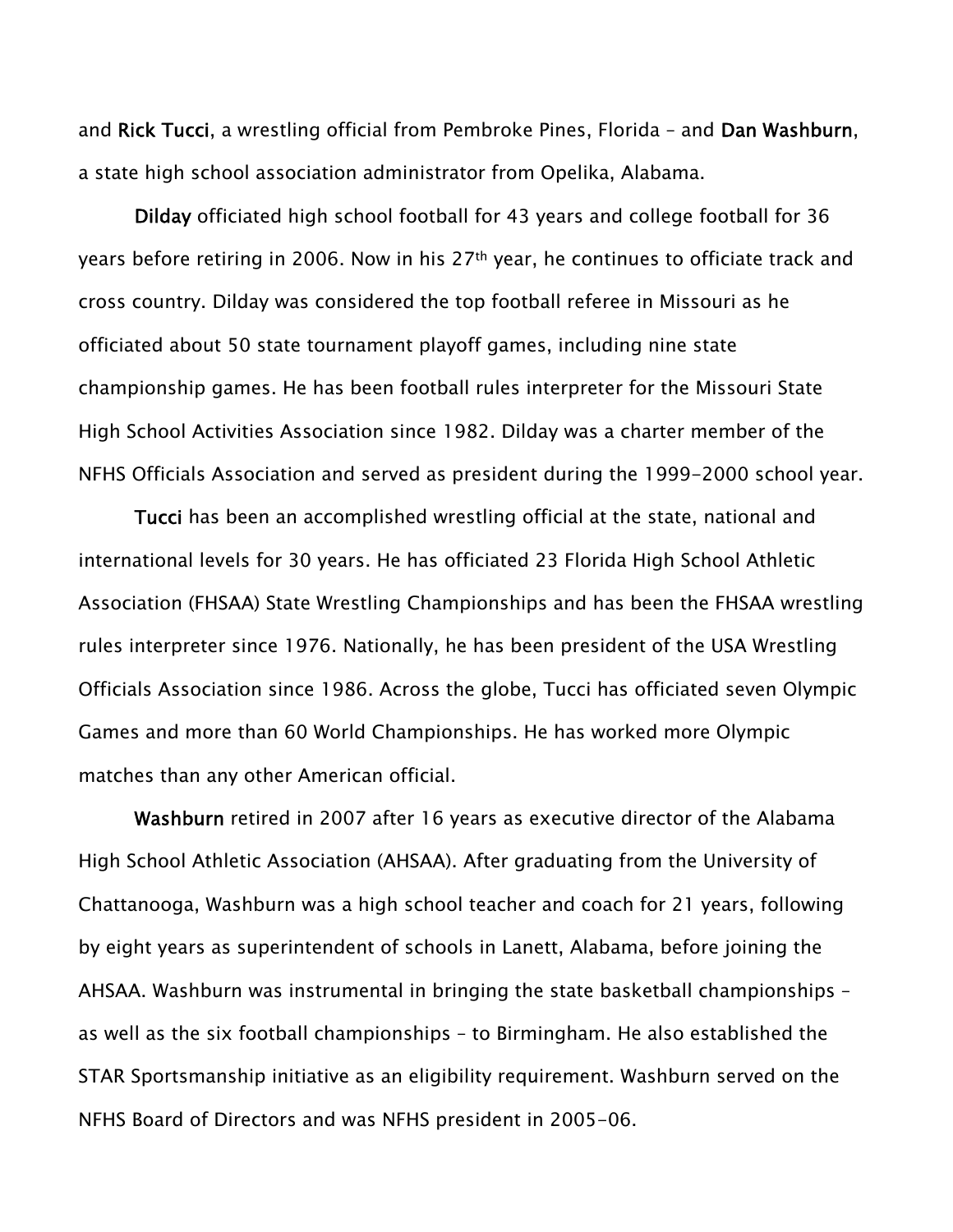and **Rick Tucci**, a wrestling official from Pembroke Pines, Florida – and **Dan Washburn**, a state high school association administrator from Opelika, Alabama.

**Dilday** officiated high school football for 43 years and college football for 36 years before retiring in 2006. Now in his 27th year, he continues to officiate track and cross country. Dilday was considered the top football referee in Missouri as he officiated about 50 state tournament playoff games, including nine state championship games. He has been football rules interpreter for the Missouri State High School Activities Association since 1982. Dilday was a charter member of the NFHS Officials Association and served as president during the 1999-2000 school year.

**Tucci** has been an accomplished wrestling official at the state, national and international levels for 30 years. He has officiated 23 Florida High School Athletic Association (FHSAA) State Wrestling Championships and has been the FHSAA wrestling rules interpreter since 1976. Nationally, he has been president of the USA Wrestling Officials Association since 1986. Across the globe, Tucci has officiated seven Olympic Games and more than 60 World Championships. He has worked more Olympic matches than any other American official.

**Washburn** retired in 2007 after 16 years as executive director of the Alabama High School Athletic Association (AHSAA). After graduating from the University of Chattanooga, Washburn was a high school teacher and coach for 21 years, following by eight years as superintendent of schools in Lanett, Alabama, before joining the AHSAA. Washburn was instrumental in bringing the state basketball championships – as well as the six football championships – to Birmingham. He also established the STAR Sportsmanship initiative as an eligibility requirement. Washburn served on the NFHS Board of Directors and was NFHS president in 2005-06.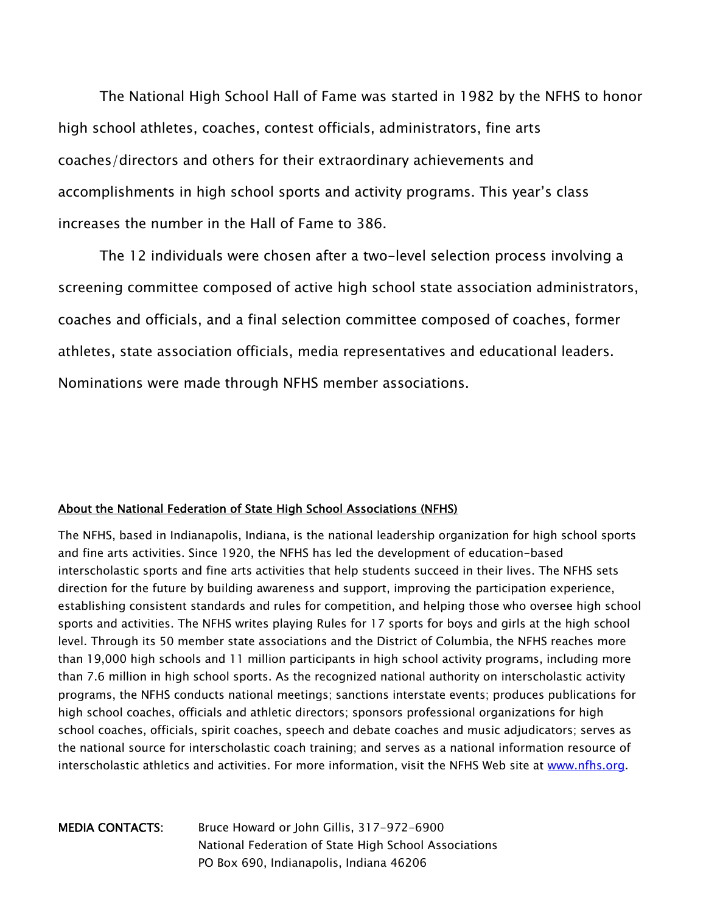The National High School Hall of Fame was started in 1982 by the NFHS to honor high school athletes, coaches, contest officials, administrators, fine arts coaches/directors and others for their extraordinary achievements and accomplishments in high school sports and activity programs. This year's class increases the number in the Hall of Fame to 386.

The 12 individuals were chosen after a two-level selection process involving a screening committee composed of active high school state association administrators, coaches and officials, and a final selection committee composed of coaches, former athletes, state association officials, media representatives and educational leaders. Nominations were made through NFHS member associations.

**About the National Federation of State High School Associations (NFHS)**

The NFHS, based in Indianapolis, Indiana, is the national leadership organization for high school sports and fine arts activities. Since 1920, the NFHS has led the development of education-based interscholastic sports and fine arts activities that help students succeed in their lives. The NFHS sets direction for the future by building awareness and support, improving the participation experience, establishing consistent standards and rules for competition, and helping those who oversee high school sports and activities. The NFHS writes playing Rules for 17 sports for boys and girls at the high school level. Through its 50 member state associations and the District of Columbia, the NFHS reaches more than 19,000 high schools and 11 million participants in high school activity programs, including more than 7.6 million in high school sports. As the recognized national authority on interscholastic activity programs, the NFHS conducts national meetings; sanctions interstate events; produces publications for high school coaches, officials and athletic directors; sponsors professional organizations for high school coaches, officials, spirit coaches, speech and debate coaches and music adjudicators; serves as the national source for interscholastic coach training; and serves as a national information resource of interscholastic athletics and activities. For more information, visit the NFHS Web site at [www.nfhs.org](http://www.nfhs.org).

**MEDIA CONTACTS:** Bruce Howard or John Gillis, 317-972-6900
National Federation of State High School Associations
PO Box 690, Indianapolis, Indiana 46206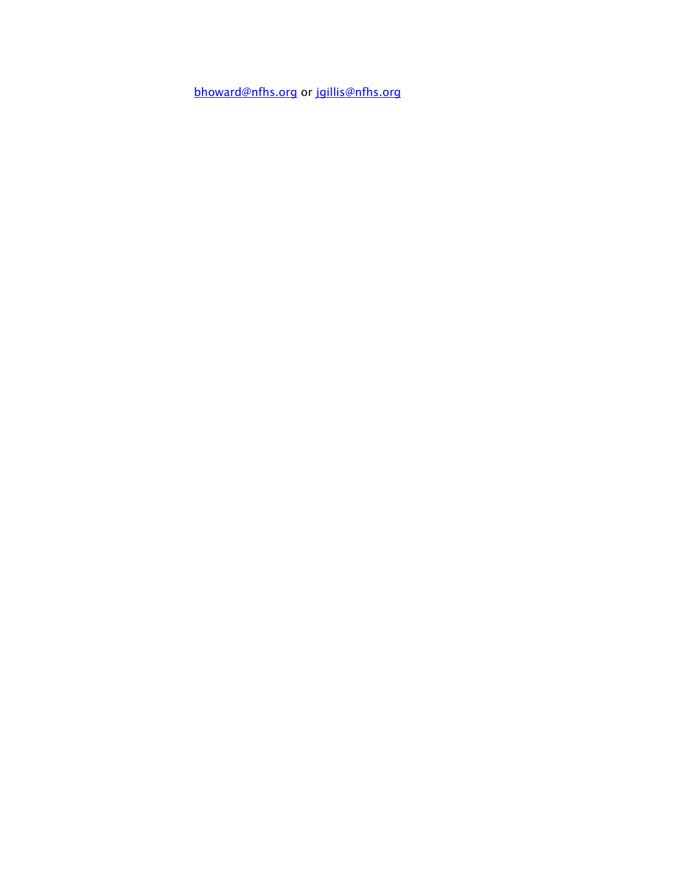bhoward@nfhs.org or jgillis@nfhs.org